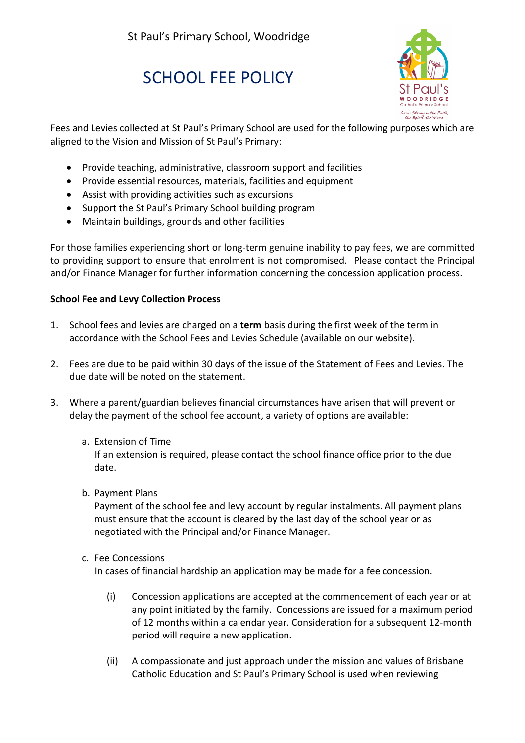St Paul's Primary School, Woodridge

# SCHOOL FEE POLICY

Fees and Levies collected at St Paul's Primary School are used for the following purposes which are aligned to the Vision and Mission of St Paul's Primary:

- Provide teaching, administrative, classroom support and facilities
- Provide essential resources, materials, facilities and equipment
- Assist with providing activities such as excursions
- Support the St Paul's Primary School building program
- Maintain buildings, grounds and other facilities

For those families experiencing short or long-term genuine inability to pay fees, we are committed to providing support to ensure that enrolment is not compromised. Please contact the Principal and/or Finance Manager for further information concerning the concession application process.

**School Fee and Levy Collection Process**

1. School fees and levies are charged on a **term** basis during the first week of the term in accordance with the School Fees and Levies Schedule (available on our website).

2. Fees are due to be paid within 30 days of the issue of the Statement of Fees and Levies. The due date will be noted on the statement.

3. Where a parent/guardian believes financial circumstances have arisen that will prevent or delay the payment of the school fee account, a variety of options are available:

   a. Extension of Time
   If an extension is required, please contact the school finance office prior to the due date.

   b. Payment Plans
   Payment of the school fee and levy account by regular instalments. All payment plans must ensure that the account is cleared by the last day of the school year or as negotiated with the Principal and/or Finance Manager.

   c. Fee Concessions
   In cases of financial hardship an application may be made for a fee concession.

      (i) Concession applications are accepted at the commencement of each year or at any point initiated by the family. Concessions are issued for a maximum period of 12 months within a calendar year. Consideration for a subsequent 12-month period will require a new application.

      (ii) A compassionate and just approach under the mission and values of Brisbane Catholic Education and St Paul's Primary School is used when reviewing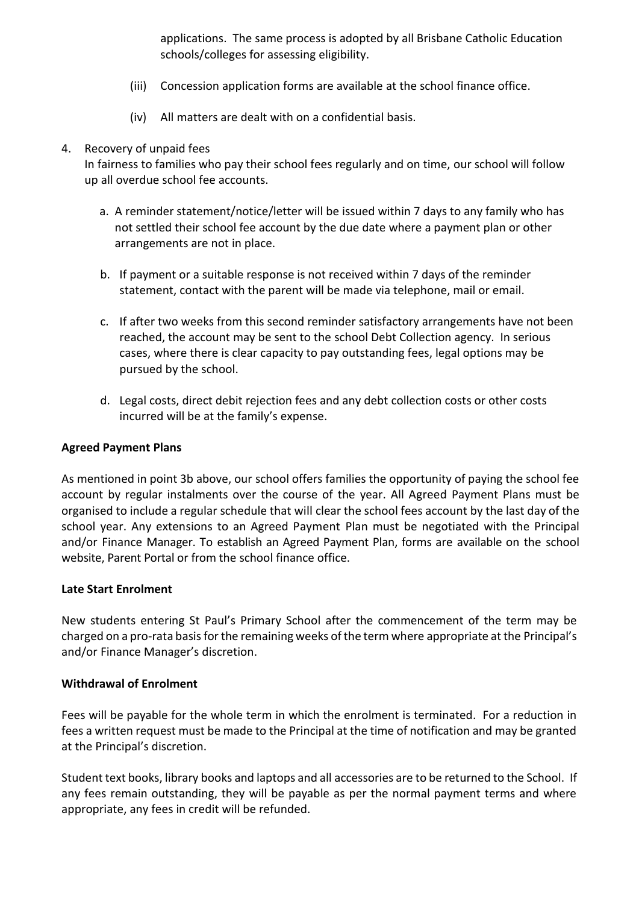applications. The same process is adopted by all Brisbane Catholic Education schools/colleges for assessing eligibility.

(iii) Concession application forms are available at the school finance office.

(iv) All matters are dealt with on a confidential basis.

4. Recovery of unpaid fees

   In fairness to families who pay their school fees regularly and on time, our school will follow up all overdue school fee accounts.

   a. A reminder statement/notice/letter will be issued within 7 days to any family who has not settled their school fee account by the due date where a payment plan or other arrangements are not in place.

   b. If payment or a suitable response is not received within 7 days of the reminder statement, contact with the parent will be made via telephone, mail or email.

   c. If after two weeks from this second reminder satisfactory arrangements have not been reached, the account may be sent to the school Debt Collection agency. In serious cases, where there is clear capacity to pay outstanding fees, legal options may be pursued by the school.

   d. Legal costs, direct debit rejection fees and any debt collection costs or other costs incurred will be at the family's expense.

**Agreed Payment Plans**

As mentioned in point 3b above, our school offers families the opportunity of paying the school fee account by regular instalments over the course of the year. All Agreed Payment Plans must be organised to include a regular schedule that will clear the school fees account by the last day of the school year. Any extensions to an Agreed Payment Plan must be negotiated with the Principal and/or Finance Manager. To establish an Agreed Payment Plan, forms are available on the school website, Parent Portal or from the school finance office.

**Late Start Enrolment**

New students entering St Paul's Primary School after the commencement of the term may be charged on a pro-rata basis for the remaining weeks of the term where appropriate at the Principal's and/or Finance Manager's discretion.

**Withdrawal of Enrolment**

Fees will be payable for the whole term in which the enrolment is terminated. For a reduction in fees a written request must be made to the Principal at the time of notification and may be granted at the Principal's discretion.

Student text books, library books and laptops and all accessories are to be returned to the School. If any fees remain outstanding, they will be payable as per the normal payment terms and where appropriate, any fees in credit will be refunded.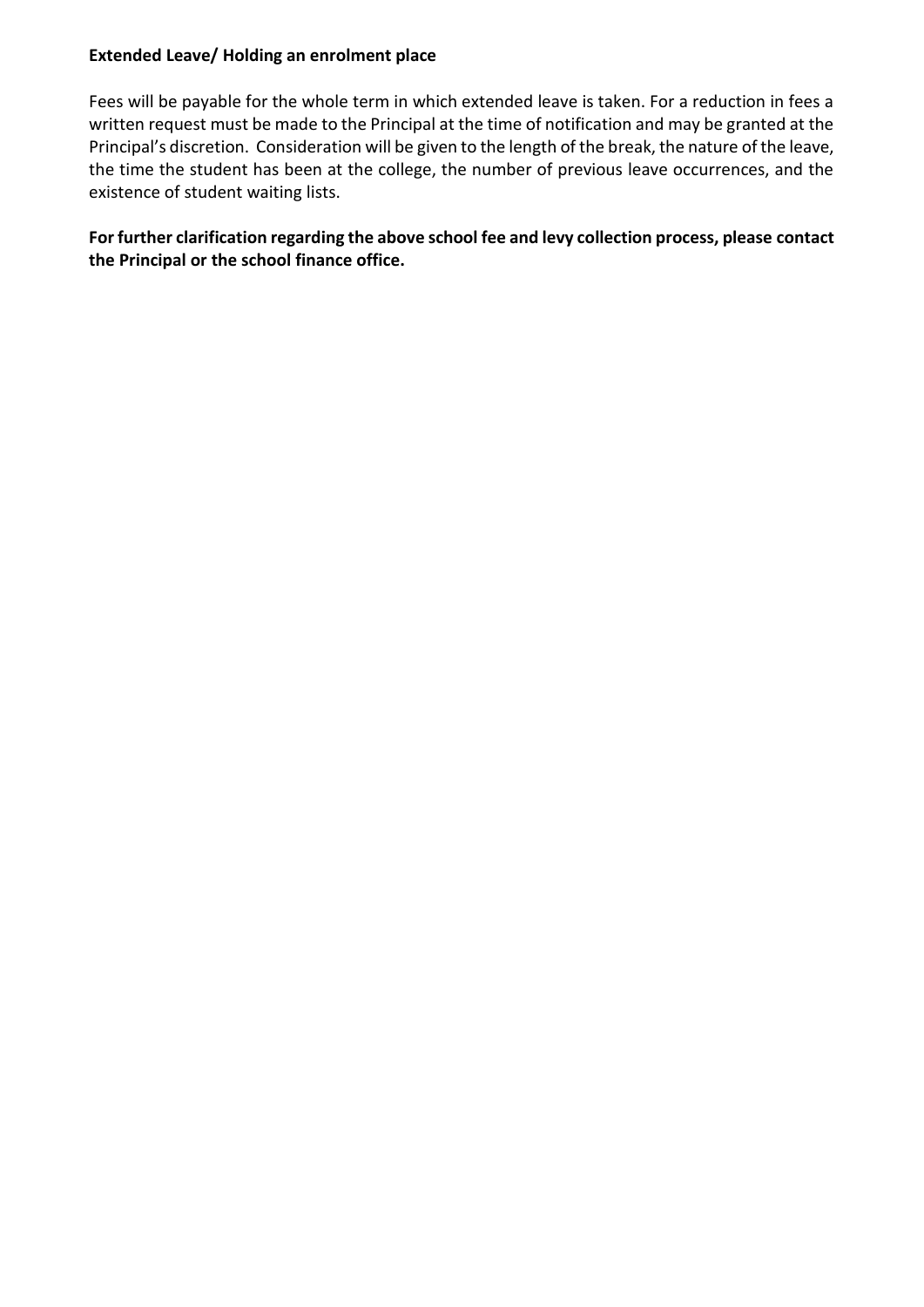**Extended Leave/ Holding an enrolment place**

Fees will be payable for the whole term in which extended leave is taken. For a reduction in fees a written request must be made to the Principal at the time of notification and may be granted at the Principal's discretion. Consideration will be given to the length of the break, the nature of the leave, the time the student has been at the college, the number of previous leave occurrences, and the existence of student waiting lists.

**For further clarification regarding the above school fee and levy collection process, please contact the Principal or the school finance office.**